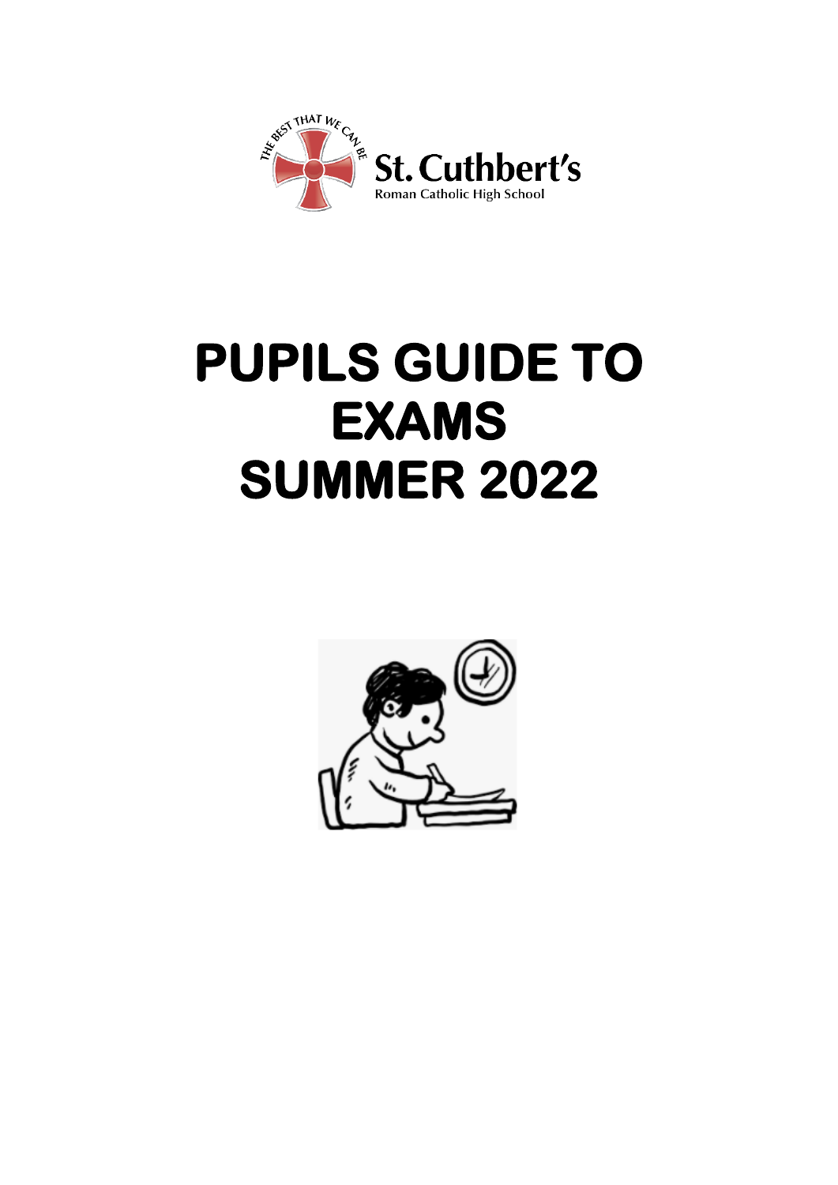THE BEST THAT WE CAN BE

St. Cuthbert's
Roman Catholic High School

# PUPILS GUIDE TO EXAMS SUMMER 2022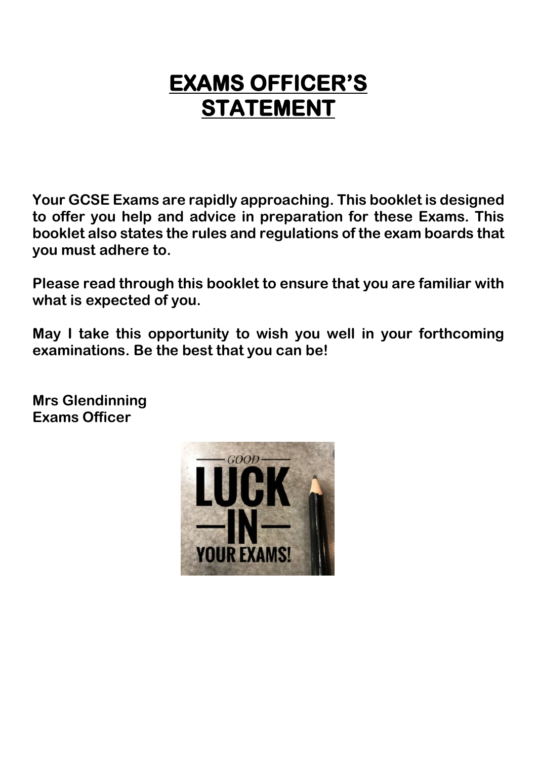# EXAMS OFFICER'S STATEMENT

**Your GCSE Exams are rapidly approaching. This booklet is designed to offer you help and advice in preparation for these Exams. This booklet also states the rules and regulations of the exam boards that you must adhere to.**

**Please read through this booklet to ensure that you are familiar with what is expected of you.**

**May I take this opportunity to wish you well in your forthcoming examinations. Be the best that you can be!**

**Mrs Glendinning**
**Exams Officer**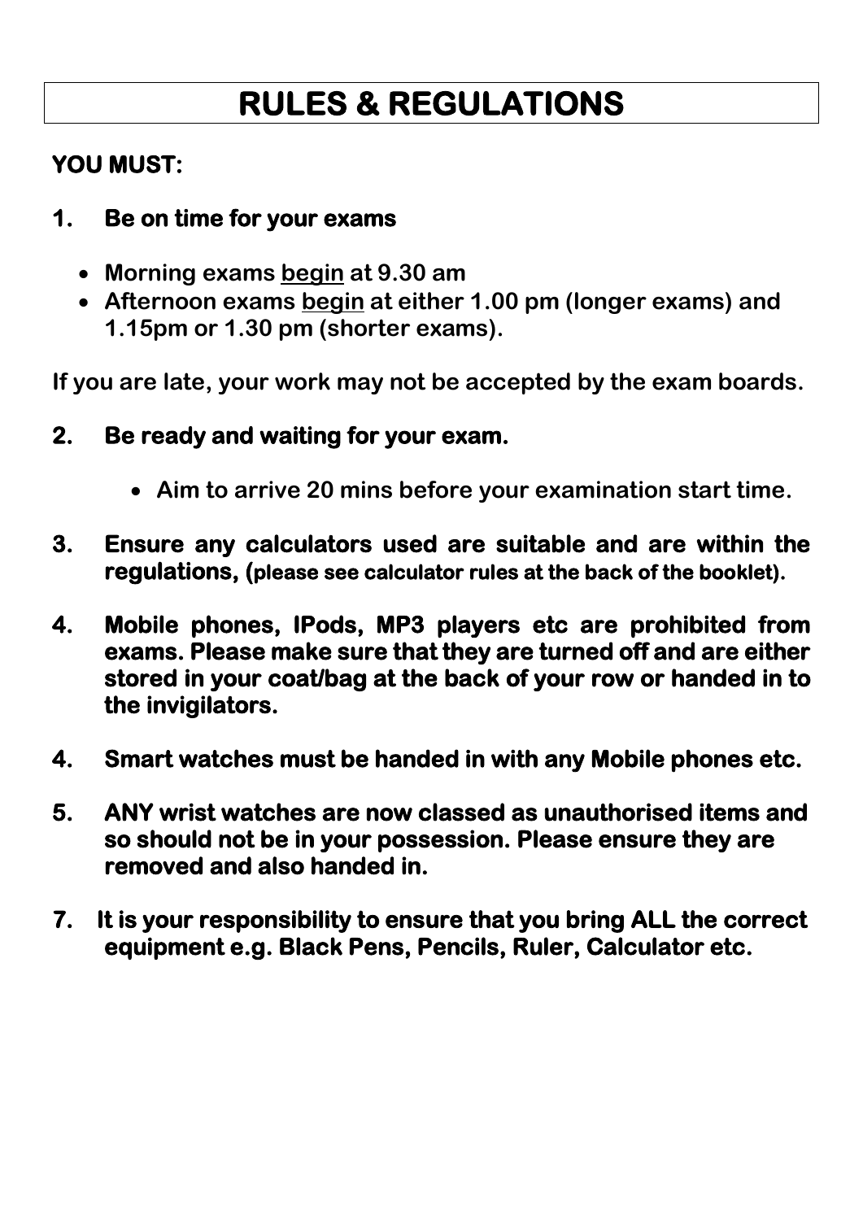# RULES & REGULATIONS

**YOU MUST:**

**1. Be on time for your exams**

- **Morning exams <u>begin</u> at 9.30 am**
- **Afternoon exams <u>begin</u> at either 1.00 pm (longer exams) and 1.15pm or 1.30 pm (shorter exams).**

**If you are late, your work may not be accepted by the exam boards.**

**2. Be ready and waiting for your exam.**

- **Aim to arrive 20 mins before your examination start time.**

**3. Ensure any calculators used are suitable and are within the regulations, (please see calculator rules at the back of the booklet).**

**4. Mobile phones, IPods, MP3 players etc are prohibited from exams. Please make sure that they are turned off and are either stored in your coat/bag at the back of your row or handed in to the invigilators.**

**4. Smart watches must be handed in with any Mobile phones etc.**

**5. ANY wrist watches are now classed as unauthorised items and so should not be in your possession. Please ensure they are removed and also handed in.**

**7. It is your responsibility to ensure that you bring ALL the correct equipment e.g. Black Pens, Pencils, Ruler, Calculator etc.**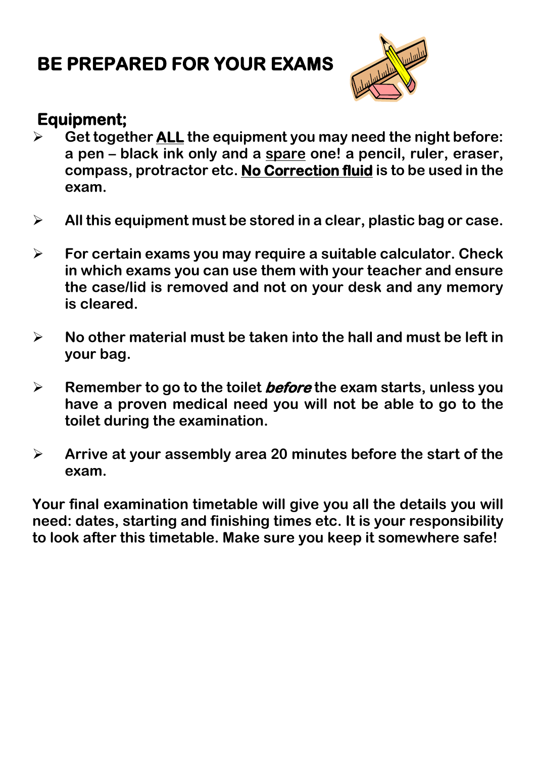# BE PREPARED FOR YOUR EXAMS

## Equipment;

- **Get together ALL the equipment you may need the night before: a pen – black ink only and a spare one! a pencil, ruler, eraser, compass, protractor etc. No Correction fluid is to be used in the exam.**

- **All this equipment must be stored in a clear, plastic bag or case.**

- **For certain exams you may require a suitable calculator. Check in which exams you can use them with your teacher and ensure the case/lid is removed and not on your desk and any memory is cleared.**

- **No other material must be taken into the hall and must be left in your bag.**

- **Remember to go to the toilet *before* the exam starts, unless you have a proven medical need you will not be able to go to the toilet during the examination.**

- **Arrive at your assembly area 20 minutes before the start of the exam.**

**Your final examination timetable will give you all the details you will need: dates, starting and finishing times etc. It is your responsibility to look after this timetable. Make sure you keep it somewhere safe!**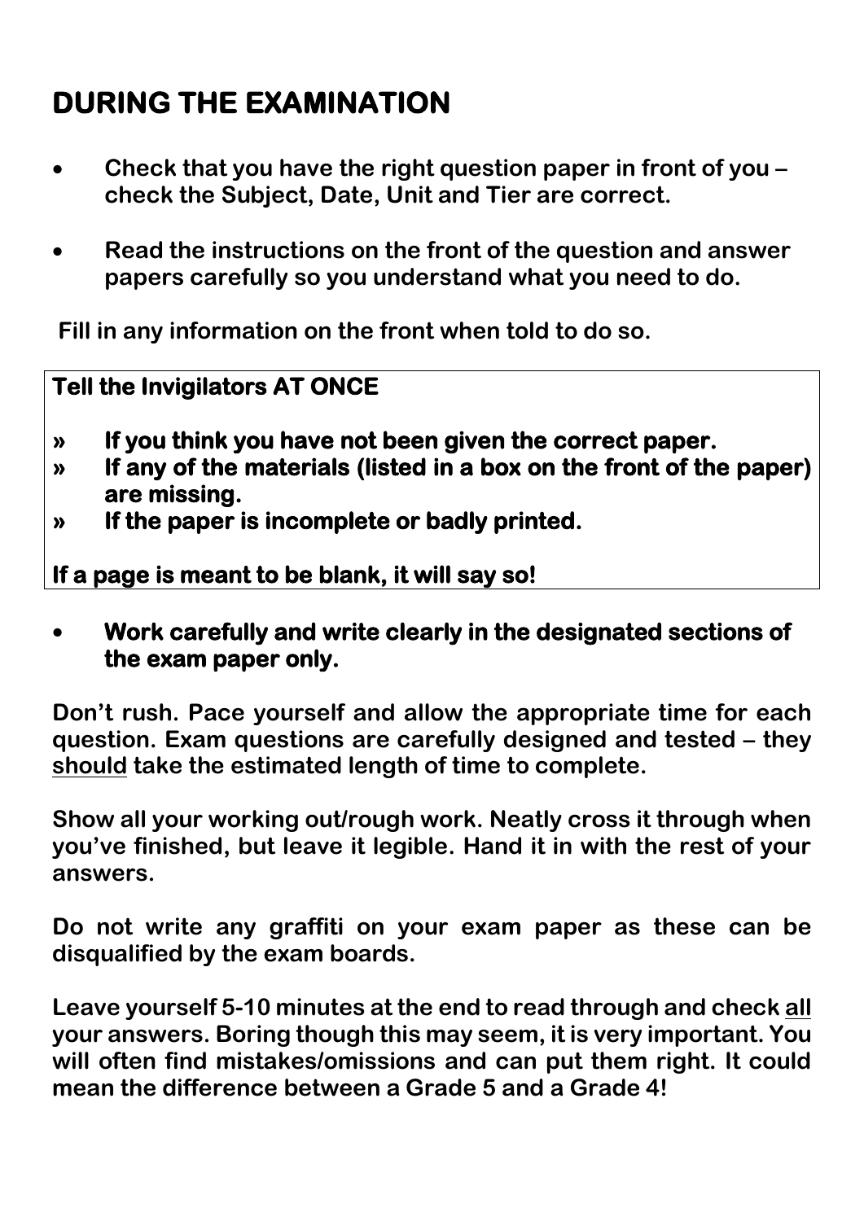# DURING THE EXAMINATION

- **Check that you have the right question paper in front of you – check the Subject, Date, Unit and Tier are correct.**
- **Read the instructions on the front of the question and answer papers carefully so you understand what you need to do.**

**Fill in any information on the front when told to do so.**

**Tell the Invigilators AT ONCE**

- **» If you think you have not been given the correct paper.**
- **» If any of the materials (listed in a box on the front of the paper) are missing.**
- **» If the paper is incomplete or badly printed.**

**If a page is meant to be blank, it will say so!**

- **Work carefully and write clearly in the designated sections of the exam paper only.**

**Don't rush. Pace yourself and allow the appropriate time for each question. Exam questions are carefully designed and tested – they <u>should</u> take the estimated length of time to complete.**

**Show all your working out/rough work. Neatly cross it through when you've finished, but leave it legible. Hand it in with the rest of your answers.**

**Do not write any graffiti on your exam paper as these can be disqualified by the exam boards.**

**Leave yourself 5-10 minutes at the end to read through and check <u>all</u> your answers. Boring though this may seem, it is very important. You will often find mistakes/omissions and can put them right. It could mean the difference between a Grade 5 and a Grade 4!**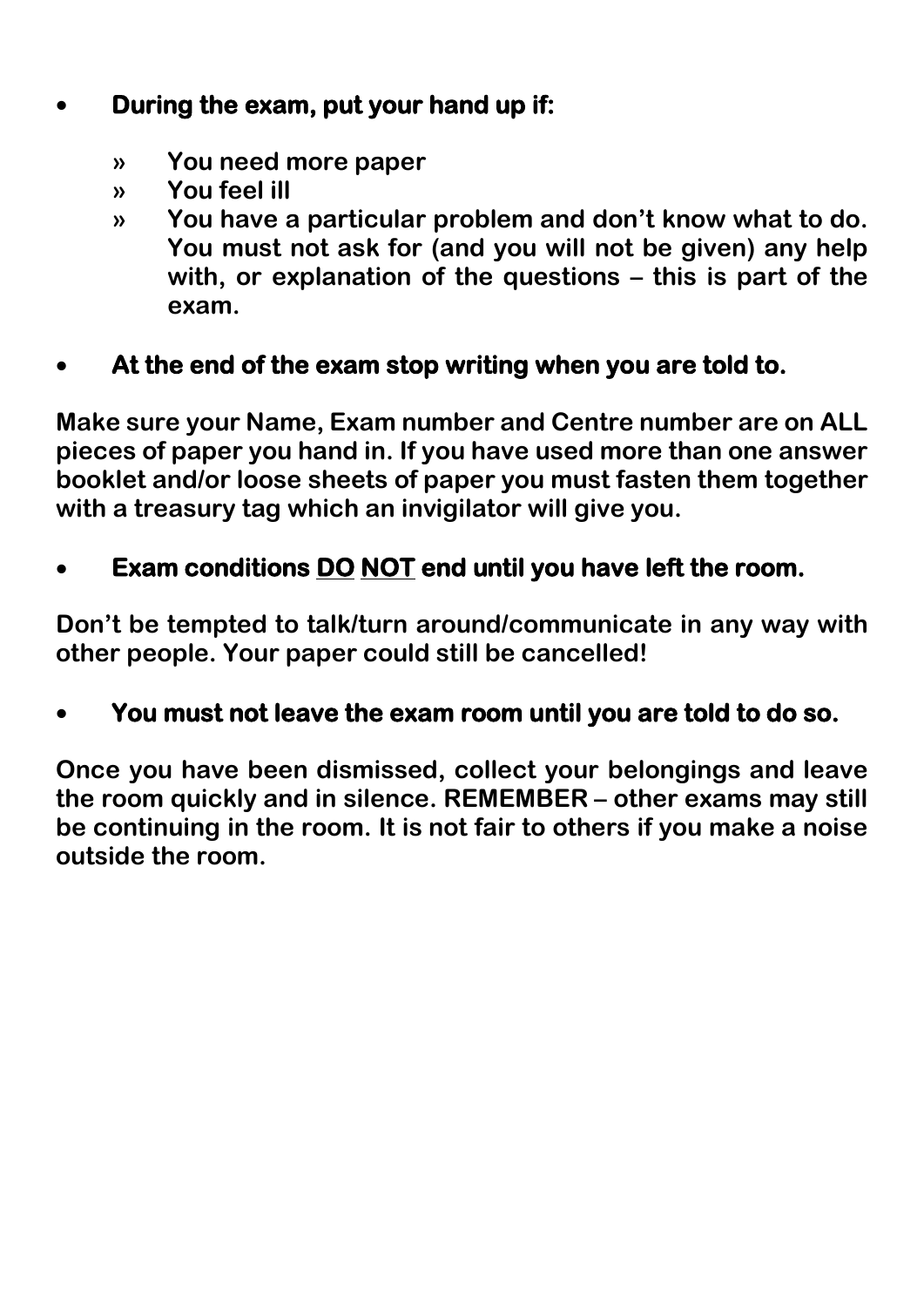- **During the exam, put your hand up if:**
  - **You need more paper**
  - **You feel ill**
  - **You have a particular problem and don't know what to do. You must not ask for (and you will not be given) any help with, or explanation of the questions – this is part of the exam.**

- **At the end of the exam stop writing when you are told to.**

**Make sure your Name, Exam number and Centre number are on ALL pieces of paper you hand in. If you have used more than one answer booklet and/or loose sheets of paper you must fasten them together with a treasury tag which an invigilator will give you.**

- **Exam conditions <u>DO</u> <u>NOT</u> end until you have left the room.**

**Don't be tempted to talk/turn around/communicate in any way with other people. Your paper could still be cancelled!**

- **You must not leave the exam room until you are told to do so.**

**Once you have been dismissed, collect your belongings and leave the room quickly and in silence. REMEMBER – other exams may still be continuing in the room. It is not fair to others if you make a noise outside the room.**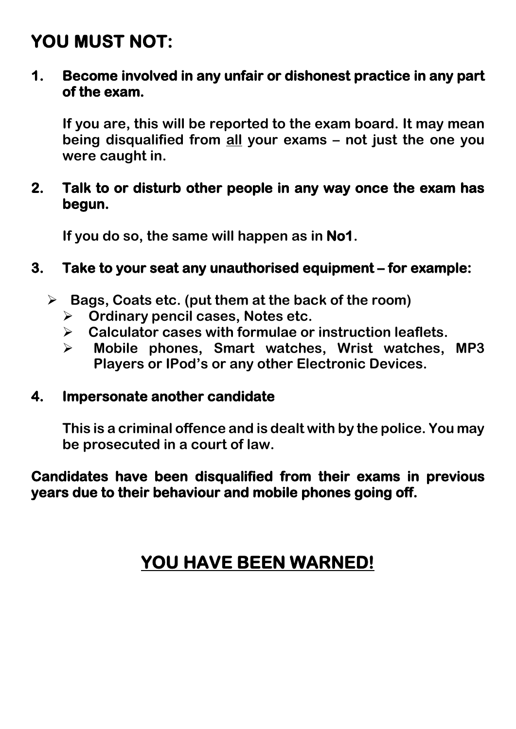# YOU MUST NOT:

1. **Become involved in any unfair or dishonest practice in any part of the exam.**

   If you are, this will be reported to the exam board. It may mean being disqualified from <u>all</u> your exams – not just the one you were caught in.

2. **Talk to or disturb other people in any way once the exam has begun.**

   If you do so, the same will happen as in **No1**.

3. **Take to your seat any unauthorised equipment – for example:**

   - Bags, Coats etc. (put them at the back of the room)
   - Ordinary pencil cases, Notes etc.
   - Calculator cases with formulae or instruction leaflets.
   - Mobile phones, Smart watches, Wrist watches, MP3 Players or IPod's or any other Electronic Devices.

4. **Impersonate another candidate**

   This is a criminal offence and is dealt with by the police. You may be prosecuted in a court of law.

**Candidates have been disqualified from their exams in previous years due to their behaviour and mobile phones going off.**

## <u>YOU HAVE BEEN WARNED!</u>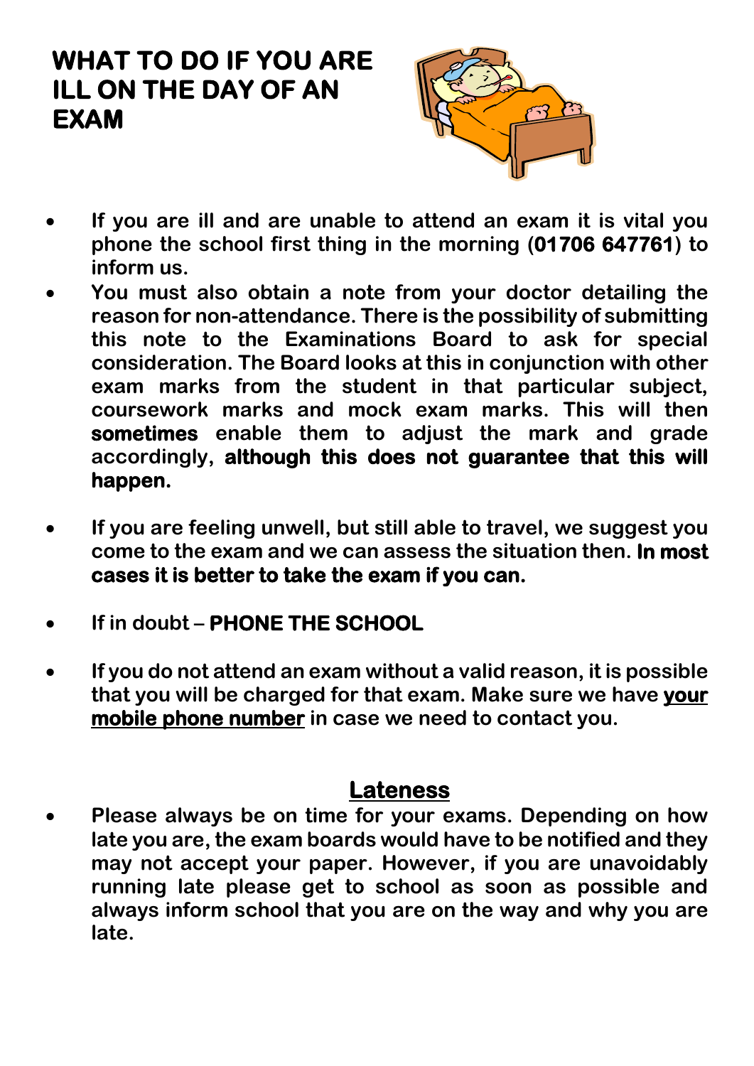# WHAT TO DO IF YOU ARE ILL ON THE DAY OF AN EXAM

- If you are ill and are unable to attend an exam it is vital you phone the school first thing in the morning (**01706 647761**) to inform us.
- You must also obtain a note from your doctor detailing the reason for non-attendance. There is the possibility of submitting this note to the Examinations Board to ask for special consideration. The Board looks at this in conjunction with other exam marks from the student in that particular subject, coursework marks and mock exam marks. This will then **sometimes** enable them to adjust the mark and grade accordingly, **although this does not guarantee that this will happen.**

- If you are feeling unwell, but still able to travel, we suggest you come to the exam and we can assess the situation then. **In most cases it is better to take the exam if you can.**

- If in doubt – **PHONE THE SCHOOL**

- If you do not attend an exam without a valid reason, it is possible that you will be charged for that exam. Make sure we have **your mobile phone number** in case we need to contact you.

## Lateness

- Please always be on time for your exams. Depending on how late you are, the exam boards would have to be notified and they may not accept your paper. However, if you are unavoidably running late please get to school as soon as possible and always inform school that you are on the way and why you are late.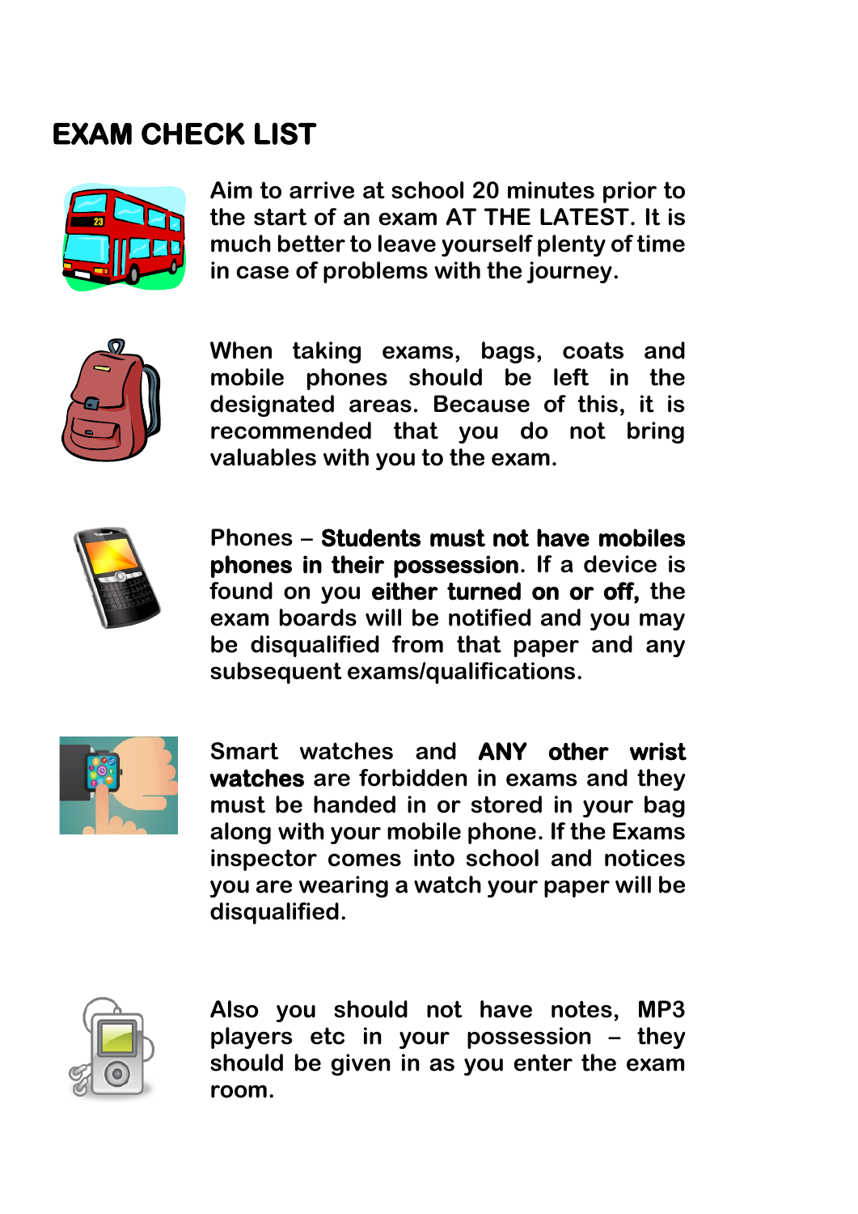# EXAM CHECK LIST

Aim to arrive at school 20 minutes prior to the start of an exam AT THE LATEST. It is much better to leave yourself plenty of time in case of problems with the journey.

When taking exams, bags, coats and mobile phones should be left in the designated areas. Because of this, it is recommended that you do not bring valuables with you to the exam.

Phones – **Students must not have mobiles phones in their possession**. If a device is found on you **either turned on or off,** the exam boards will be notified and you may be disqualified from that paper and any subsequent exams/qualifications.

Smart watches and **ANY other wrist watches** are forbidden in exams and they must be handed in or stored in your bag along with your mobile phone. If the Exams inspector comes into school and notices you are wearing a watch your paper will be disqualified.

Also you should not have notes, MP3 players etc in your possession – they should be given in as you enter the exam room.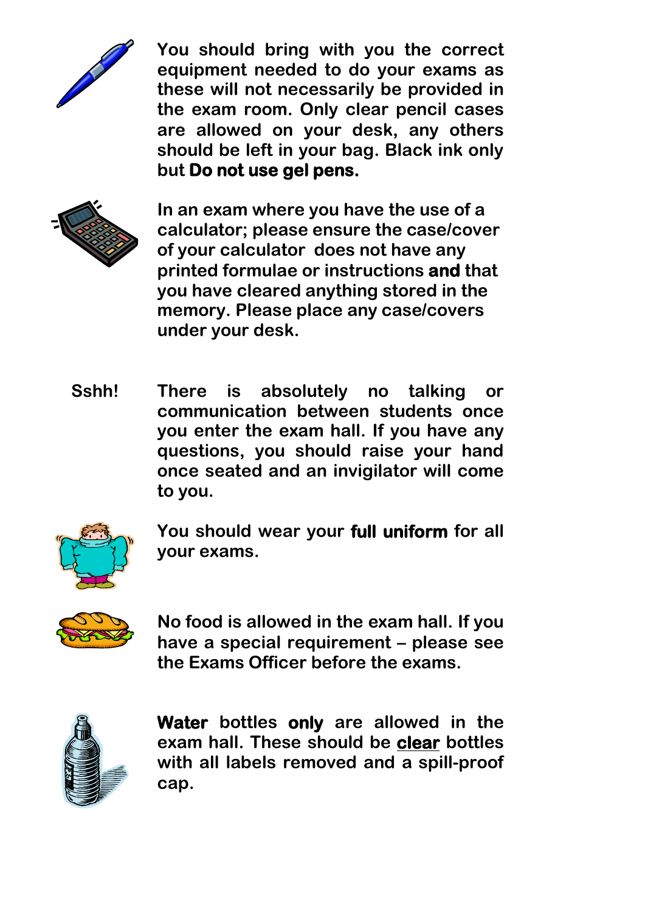You should bring with you the correct equipment needed to do your exams as these will not necessarily be provided in the exam room. Only clear pencil cases are allowed on your desk, any others should be left in your bag. Black ink only but **Do not use gel pens.**

In an exam where you have the use of a calculator; please ensure the case/cover of your calculator does not have any printed formulae or instructions **and** that you have cleared anything stored in the memory. Please place any case/covers under your desk.

Sshh! There is absolutely no talking or communication between students once you enter the exam hall. If you have any questions, you should raise your hand once seated and an invigilator will come to you.

You should wear your **full uniform** for all your exams.

No food is allowed in the exam hall. If you have a special requirement – please see the Exams Officer before the exams.

**Water** bottles **only** are allowed in the exam hall. These should be **clear** bottles with all labels removed and a spill-proof cap.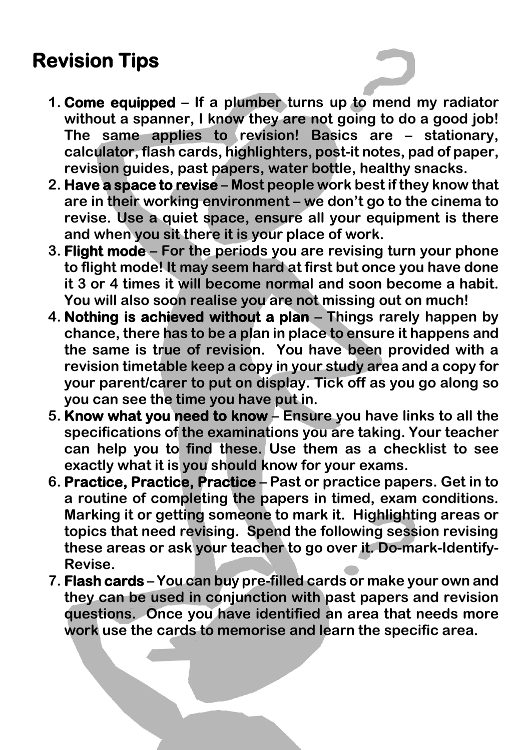# Revision Tips

1. **Come equipped** – If a plumber turns up to mend my radiator without a spanner, I know they are not going to do a good job! The same applies to revision! Basics are – stationary, calculator, flash cards, highlighters, post-it notes, pad of paper, revision guides, past papers, water bottle, healthy snacks.
2. **Have a space to revise** – Most people work best if they know that are in their working environment – we don't go to the cinema to revise. Use a quiet space, ensure all your equipment is there and when you sit there it is your place of work.
3. **Flight mode** – For the periods you are revising turn your phone to flight mode! It may seem hard at first but once you have done it 3 or 4 times it will become normal and soon become a habit. You will also soon realise you are not missing out on much!
4. **Nothing is achieved without a plan** – Things rarely happen by chance, there has to be a plan in place to ensure it happens and the same is true of revision. You have been provided with a revision timetable keep a copy in your study area and a copy for your parent/carer to put on display. Tick off as you go along so you can see the time you have put in.
5. **Know what you need to know** – Ensure you have links to all the specifications of the examinations you are taking. Your teacher can help you to find these. Use them as a checklist to see exactly what it is you should know for your exams.
6. **Practice, Practice, Practice** – Past or practice papers. Get in to a routine of completing the papers in timed, exam conditions. Marking it or getting someone to mark it. Highlighting areas or topics that need revising. Spend the following session revising these areas or ask your teacher to go over it. Do-mark-Identify-Revise.
7. **Flash cards** – You can buy pre-filled cards or make your own and they can be used in conjunction with past papers and revision questions. Once you have identified an area that needs more work use the cards to memorise and learn the specific area.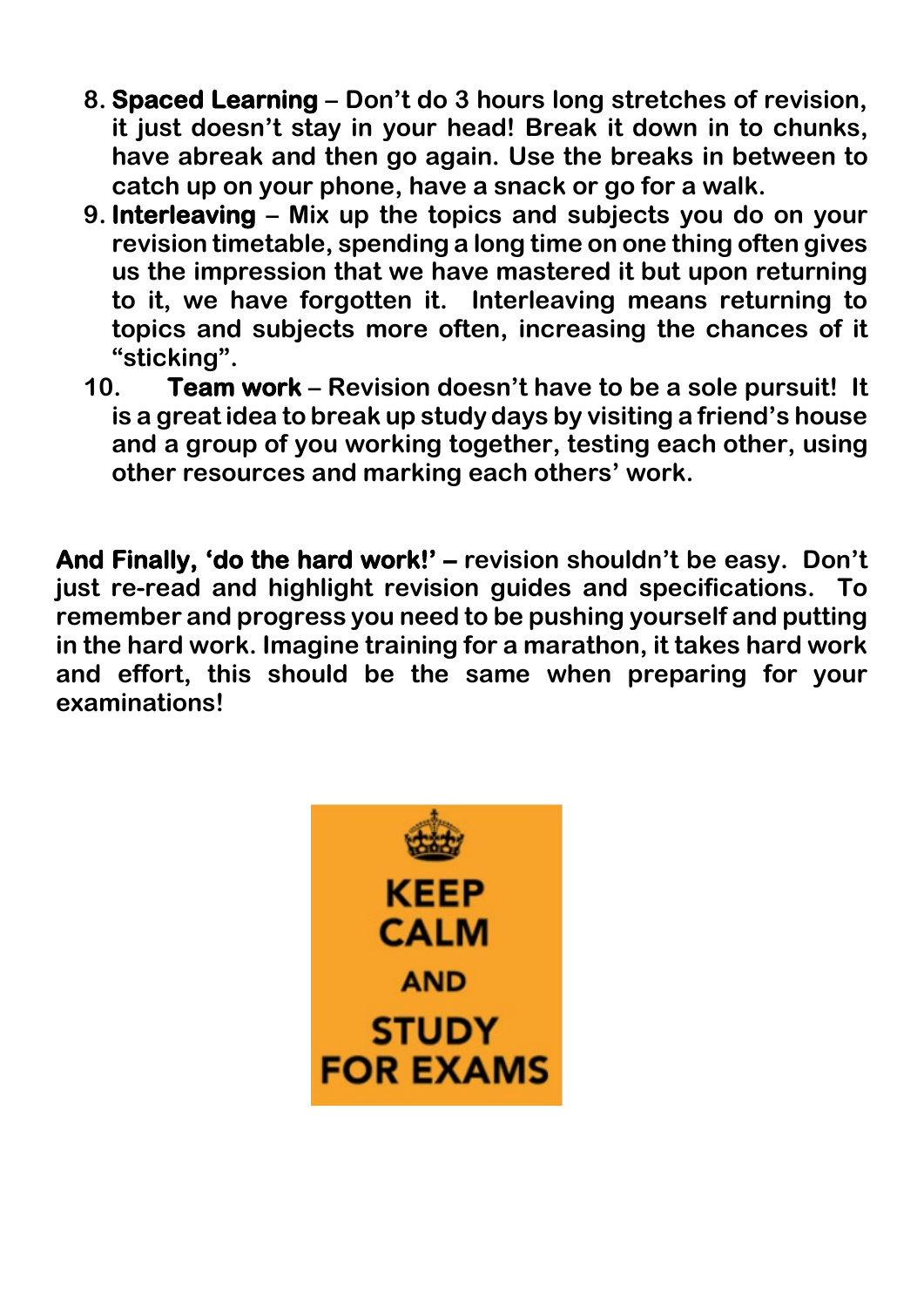8. **Spaced Learning** – Don't do 3 hours long stretches of revision, it just doesn't stay in your head! Break it down in to chunks, have abreak and then go again. Use the breaks in between to catch up on your phone, have a snack or go for a walk.
9. **Interleaving** – Mix up the topics and subjects you do on your revision timetable, spending a long time on one thing often gives us the impression that we have mastered it but upon returning to it, we have forgotten it. Interleaving means returning to topics and subjects more often, increasing the chances of it "sticking".
10. **Team work** – Revision doesn't have to be a sole pursuit! It is a great idea to break up study days by visiting a friend's house and a group of you working together, testing each other, using other resources and marking each others' work.

**And Finally, 'do the hard work!' –** revision shouldn't be easy. Don't just re-read and highlight revision guides and specifications. To remember and progress you need to be pushing yourself and putting in the hard work. Imagine training for a marathon, it takes hard work and effort, this should be the same when preparing for your examinations!

KEEP CALM AND STUDY FOR EXAMS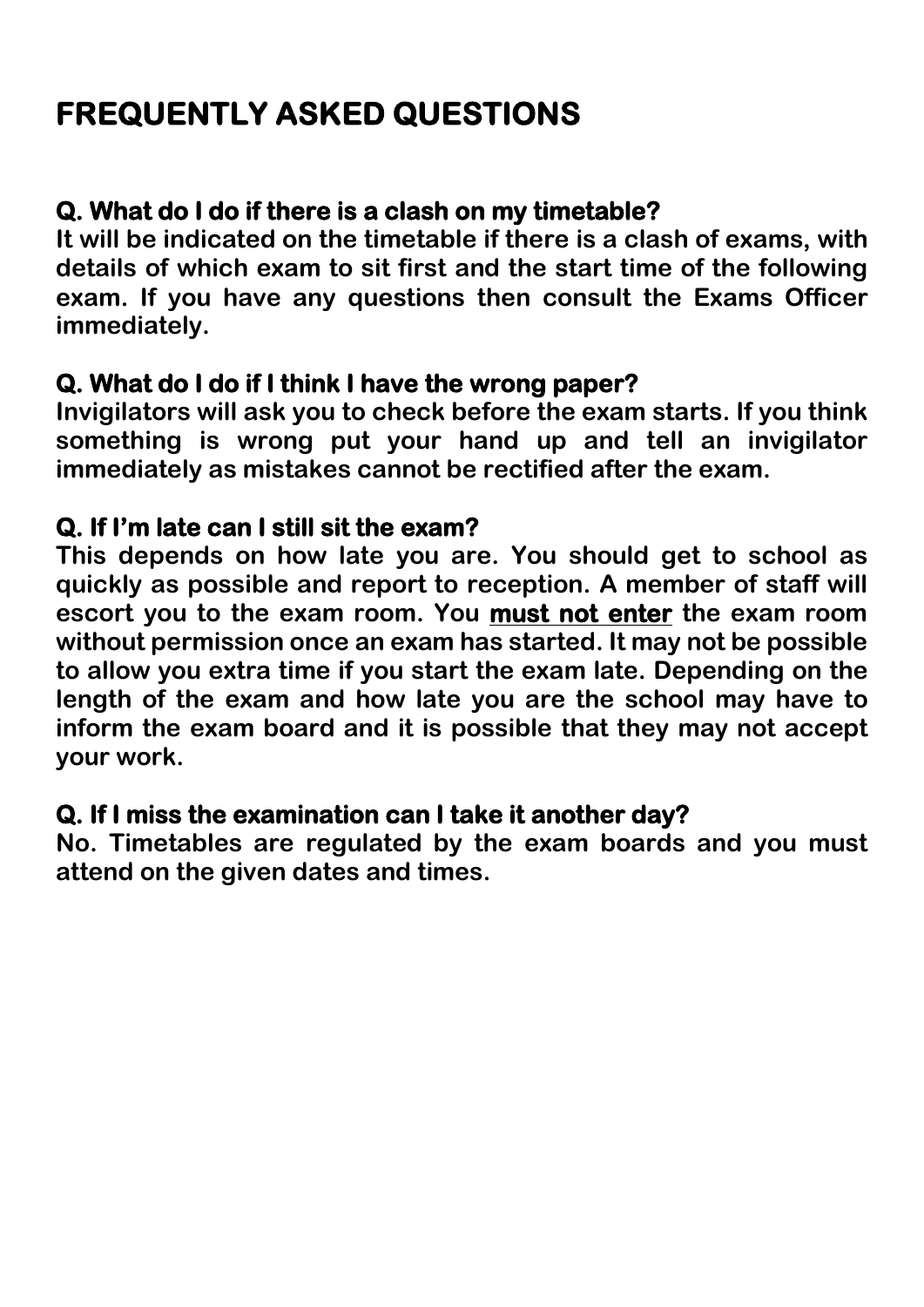# FREQUENTLY ASKED QUESTIONS

### Q. What do I do if there is a clash on my timetable?

It will be indicated on the timetable if there is a clash of exams, with details of which exam to sit first and the start time of the following exam. If you have any questions then consult the Exams Officer immediately.

### Q. What do I do if I think I have the wrong paper?

Invigilators will ask you to check before the exam starts. If you think something is wrong put your hand up and tell an invigilator immediately as mistakes cannot be rectified after the exam.

### Q. If I'm late can I still sit the exam?

This depends on how late you are. You should get to school as quickly as possible and report to reception. A member of staff will escort you to the exam room. You **must not enter** the exam room without permission once an exam has started. It may not be possible to allow you extra time if you start the exam late. Depending on the length of the exam and how late you are the school may have to inform the exam board and it is possible that they may not accept your work.

### Q. If I miss the examination can I take it another day?

No. Timetables are regulated by the exam boards and you must attend on the given dates and times.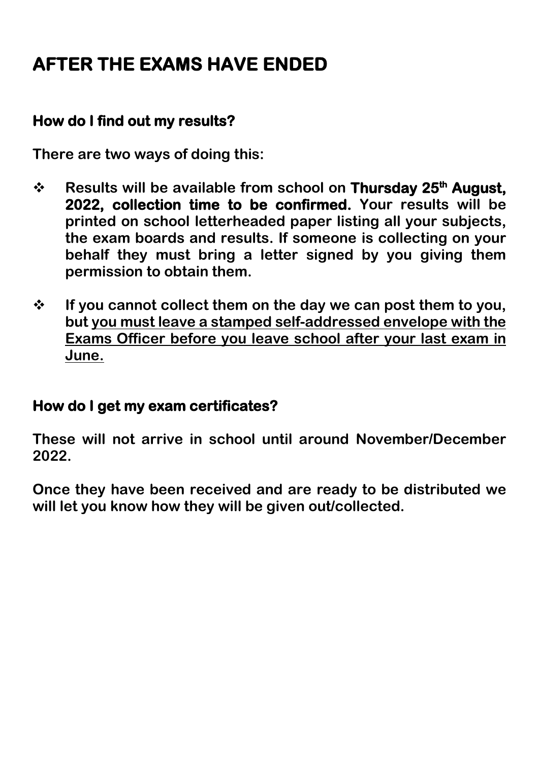# AFTER THE EXAMS HAVE ENDED

## How do I find out my results?

There are two ways of doing this:

- Results will be available from school on **Thursday 25th August, 2022, collection time to be confirmed.** Your results will be printed on school letterheaded paper listing all your subjects, the exam boards and results. If someone is collecting on your behalf they must bring a letter signed by you giving them permission to obtain them.

- If you cannot collect them on the day we can post them to you, but <u>you must leave a stamped self-addressed envelope with the Exams Officer before you leave school after your last exam in June.</u>

## How do I get my exam certificates?

These will not arrive in school until around November/December 2022.

Once they have been received and are ready to be distributed we will let you know how they will be given out/collected.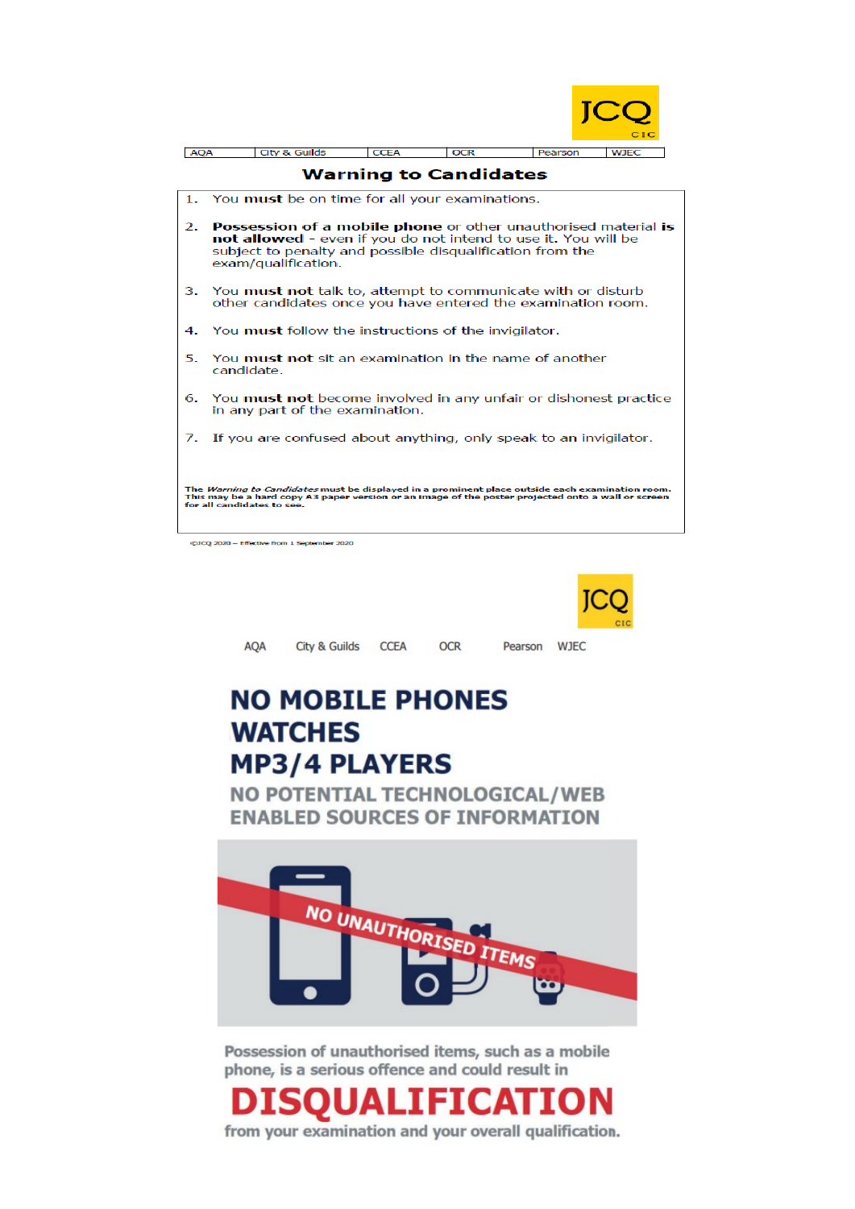JCQ CIC

| AQA | City & Guilds | CCEA | OCR | Pearson | WJEC |
|---|---|---|---|---|---|

## Warning to Candidates

1. You **must** be on time for all your examinations.

2. **Possession of a mobile phone** or other unauthorised material **is not allowed** – even if you do not intend to use it. You will be subject to penalty and possible disqualification from the exam/qualification.

3. You **must not** talk to, attempt to communicate with or disturb other candidates once you have entered the examination room.

4. You **must** follow the instructions of the invigilator.

5. You **must not** sit an examination in the name of another candidate.

6. You **must not** become involved in any unfair or dishonest practice in any part of the examination.

7. If you are confused about anything, only speak to an invigilator.

**The *Warning to Candidates* must be displayed in a prominent place outside each examination room. This may be a hard copy A3 paper version or an image of the poster projected onto a wall or screen for all candidates to see.**

©JCQ 2020 – Effective from 1 September 2020

JCQ CIC

AQA City & Guilds CCEA OCR Pearson WJEC

# NO MOBILE PHONES
# WATCHES
# MP3/4 PLAYERS

## NO POTENTIAL TECHNOLOGICAL/WEB ENABLED SOURCES OF INFORMATION

NO UNAUTHORISED ITEMS

Possession of unauthorised items, such as a mobile phone, is a serious offence and could result in

# DISQUALIFICATION

from your examination and your overall qualification.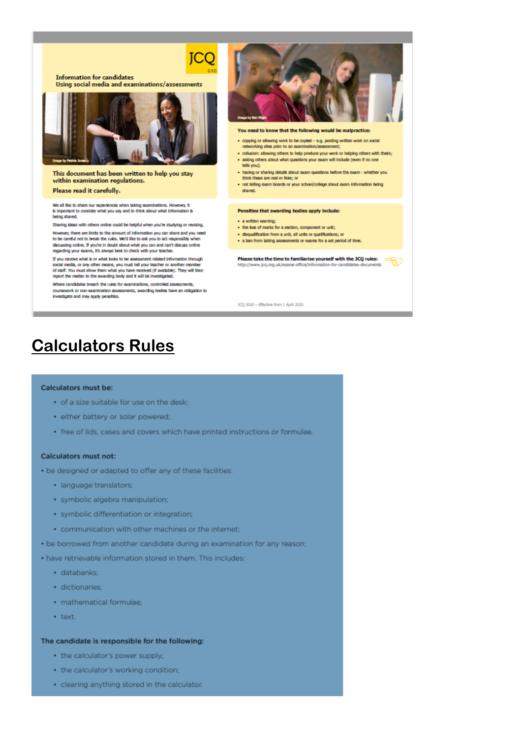JCQ CIC

Information for candidates
Using social media and examinations/assessments

Image by Patrick Jones

This document has been written to help you stay within examination regulations.

Please read it carefully.

We all like to share our experiences when taking examinations. However, it is important to consider what you say and to think about what information is being shared.

Sharing ideas with others online could be helpful when you're studying or revising.

However, there are limits to the amount of information you can share and you need to be careful not to break the rules. We'd like to ask you to act responsibly when discussing online. If you're in doubt about what you can and can't discuss online regarding your exams, it's always best to check with your teacher.

If you receive what is or what looks to be assessment related information through social media, or any other means, you must tell your teacher or another member of staff. You must show them what you have received (if available). They will then report the matter to the awarding body and it will be investigated.

Where candidates breach the rules for examinations, controlled assessments, coursework or non-examination assessments, awarding bodies have an obligation to investigate and may apply penalties.

Image by Ben Wight

**You need to know that the following would be malpractice:**

- copying or allowing work to be copied – e.g. posting written work on social networking sites prior to an examination/assessment;
- collusion: allowing others to help produce your work or helping others with theirs;
- asking others about what questions your exam will include (even if no one tells you);
- having or sharing details about exam questions before the exam - whether you think these are real or fake; or
- not telling exam boards or your school/college about exam information being shared.

**Penalties that awarding bodies apply include:**

- a written warning;
- the loss of marks for a section, component or unit;
- disqualification from a unit, all units or qualifications; or
- a ban from taking assessments or exams for a set period of time.

**Please take the time to familiarise yourself with the JCQ rules:**
http://www.jcq.org.uk/exams-office/information-for-candidates-documents

JCQ 2020 – Effective from 1 April 2020

# Calculators Rules

**Calculators must be:**

- of a size suitable for use on the desk;
- either battery or solar powered;
- free of lids, cases and covers which have printed instructions or formulae.

**Calculators must not:**

- be designed or adapted to offer any of these facilities:
  - language translators;
  - symbolic algebra manipulation;
  - symbolic differentiation or integration;
  - communication with other machines or the internet;
- be borrowed from another candidate during an examination for any reason;
- have retrievable information stored in them. This includes:
  - databanks;
  - dictionaries;
  - mathematical formulae;
  - text.

**The candidate is responsible for the following:**

- the calculator's power supply;
- the calculator's working condition;
- clearing anything stored in the calculator.